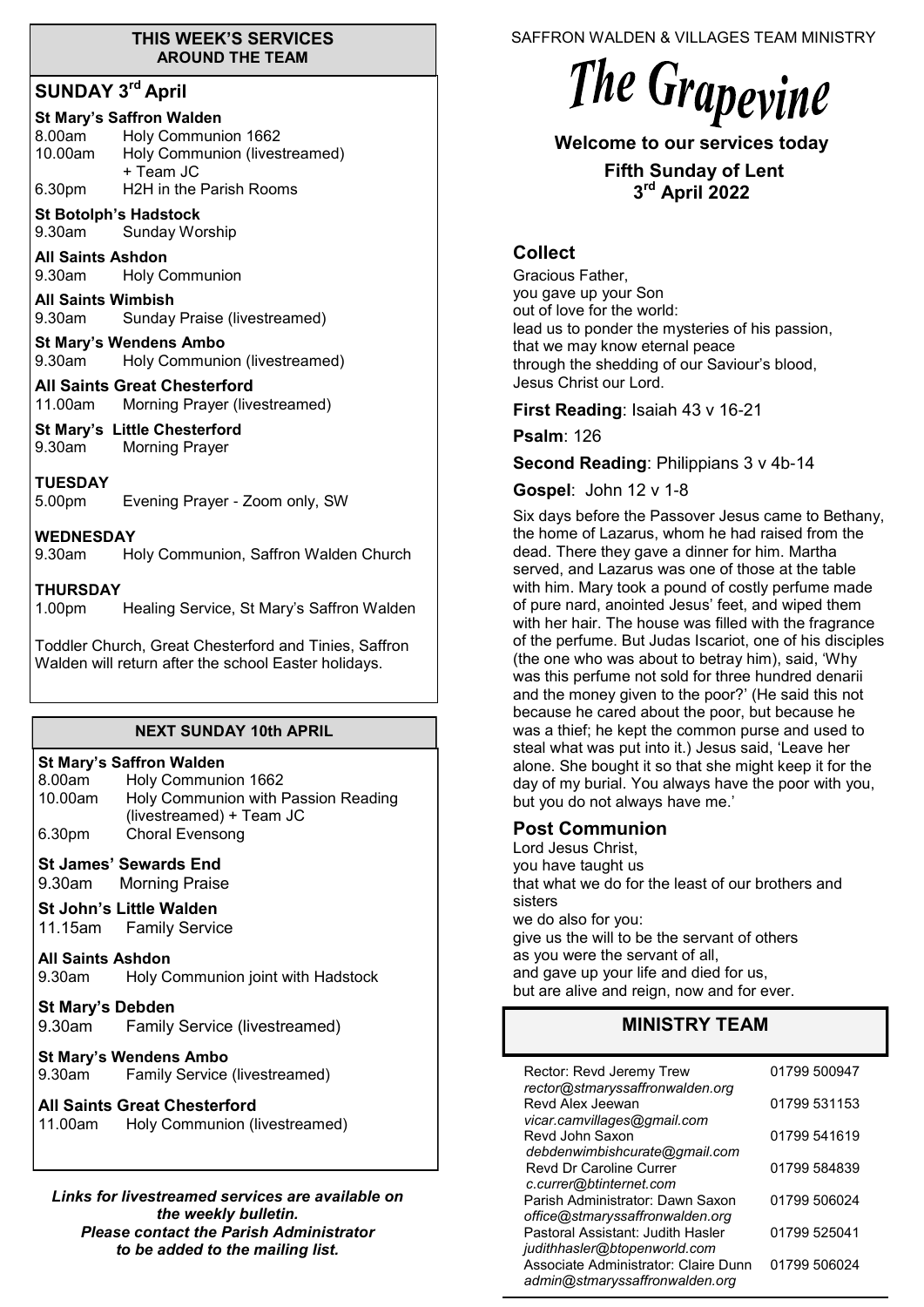## THIS WEEK'S SERVICES AROUND THE TEAM

### SUNDAY 3rd April

**St Mary's Saffron Walden**
8.00am Holy Communion 1662
10.00am Holy Communion (livestreamed) + Team JC
6.30pm H2H in the Parish Rooms

**St Botolph's Hadstock**
9.30am Sunday Worship

**All Saints Ashdon**
9.30am Holy Communion

**All Saints Wimbish**
9.30am Sunday Praise (livestreamed)

**St Mary's Wendens Ambo**
9.30am Holy Communion (livestreamed)

**All Saints Great Chesterford**
11.00am Morning Prayer (livestreamed)

**St Mary's Little Chesterford**
9.30am Morning Prayer

**TUESDAY**
5.00pm Evening Prayer - Zoom only, SW

**WEDNESDAY**
9.30am Holy Communion, Saffron Walden Church

**THURSDAY**
1.00pm Healing Service, St Mary's Saffron Walden

Toddler Church, Great Chesterford and Tinies, Saffron Walden will return after the school Easter holidays.

## NEXT SUNDAY 10th APRIL

**St Mary's Saffron Walden**
8.00am Holy Communion 1662
10.00am Holy Communion with Passion Reading (livestreamed) + Team JC
6.30pm Choral Evensong

**St James' Sewards End**
9.30am Morning Praise

**St John's Little Walden**
11.15am Family Service

**All Saints Ashdon**
9.30am Holy Communion joint with Hadstock

**St Mary's Debden**
9.30am Family Service (livestreamed)

**St Mary's Wendens Ambo**
9.30am Family Service (livestreamed)

**All Saints Great Chesterford**
11.00am Holy Communion (livestreamed)

***Links for livestreamed services are available on the weekly bulletin. Please contact the Parish Administrator to be added to the mailing list.***

SAFFRON WALDEN & VILLAGES TEAM MINISTRY

# The Grapevine

**Welcome to our services today**

**Fifth Sunday of Lent**
**3rd April 2022**

## Collect

Gracious Father,
you gave up your Son
out of love for the world:
lead us to ponder the mysteries of his passion,
that we may know eternal peace
through the shedding of our Saviour's blood,
Jesus Christ our Lord.

**First Reading**: Isaiah 43 v 16-21

**Psalm**: 126

**Second Reading**: Philippians 3 v 4b-14

**Gospel**: John 12 v 1-8

Six days before the Passover Jesus came to Bethany, the home of Lazarus, whom he had raised from the dead. There they gave a dinner for him. Martha served, and Lazarus was one of those at the table with him. Mary took a pound of costly perfume made of pure nard, anointed Jesus' feet, and wiped them with her hair. The house was filled with the fragrance of the perfume. But Judas Iscariot, one of his disciples (the one who was about to betray him), said, 'Why was this perfume not sold for three hundred denarii and the money given to the poor?' (He said this not because he cared about the poor, but because he was a thief; he kept the common purse and used to steal what was put into it.) Jesus said, 'Leave her alone. She bought it so that she might keep it for the day of my burial. You always have the poor with you, but you do not always have me.'

## Post Communion

Lord Jesus Christ,
you have taught us
that what we do for the least of our brothers and sisters
we do also for you:
give us the will to be the servant of others
as you were the servant of all,
and gave up your life and died for us,
but are alive and reign, now and for ever.

## MINISTRY TEAM

| | |
|---|---|
| Rector: Revd Jeremy Trew<br>*rector@stmaryssaffronwalden.org* | 01799 500947 |
| Revd Alex Jeewan<br>*vicar.camvillages@gmail.com* | 01799 531153 |
| Revd John Saxon<br>*debdenwimbishcurate@gmail.com* | 01799 541619 |
| Revd Dr Caroline Currer<br>*c.currer@btinternet.com* | 01799 584839 |
| Parish Administrator: Dawn Saxon<br>*office@stmaryssaffronwalden.org* | 01799 506024 |
| Pastoral Assistant: Judith Hasler<br>*judithhasler@btopenworld.com* | 01799 525041 |
| Associate Administrator: Claire Dunn<br>*admin@stmaryssaffronwalden.org* | 01799 506024 |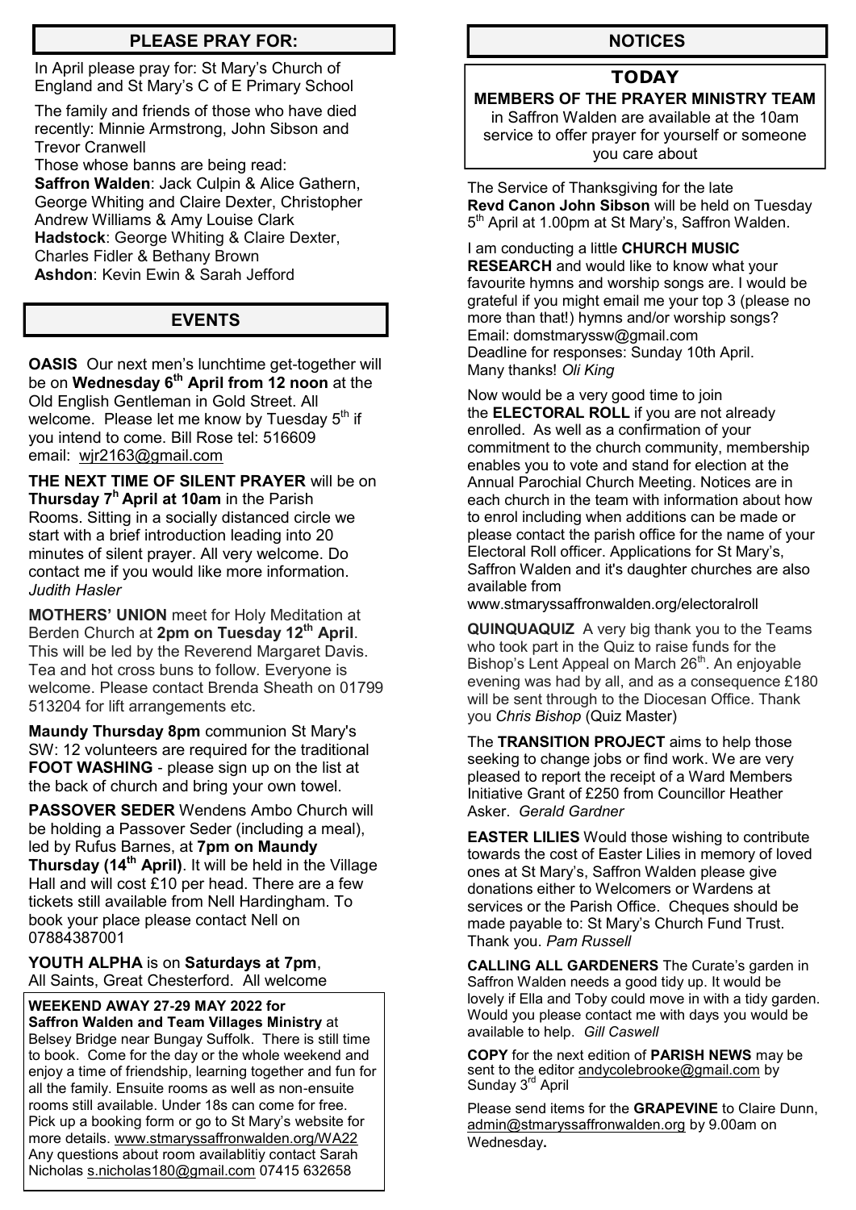## PLEASE PRAY FOR:

In April please pray for: St Mary's Church of England and St Mary's C of E Primary School

The family and friends of those who have died recently: Minnie Armstrong, John Sibson and Trevor Cranwell

Those whose banns are being read:
**Saffron Walden**: Jack Culpin & Alice Gathern, George Whiting and Claire Dexter, Christopher Andrew Williams & Amy Louise Clark
**Hadstock**: George Whiting & Claire Dexter, Charles Fidler & Bethany Brown
**Ashdon**: Kevin Ewin & Sarah Jefford

## EVENTS

**OASIS** Our next men's lunchtime get-together will be on **Wednesday 6th April from 12 noon** at the Old English Gentleman in Gold Street. All welcome. Please let me know by Tuesday 5th if you intend to come. Bill Rose tel: 516609 email: wjr2163@gmail.com

**THE NEXT TIME OF SILENT PRAYER** will be on **Thursday 7h April at 10am** in the Parish Rooms. Sitting in a socially distanced circle we start with a brief introduction leading into 20 minutes of silent prayer. All very welcome. Do contact me if you would like more information. *Judith Hasler*

**MOTHERS' UNION** meet for Holy Meditation at Berden Church at **2pm on Tuesday 12th April**. This will be led by the Reverend Margaret Davis. Tea and hot cross buns to follow. Everyone is welcome. Please contact Brenda Sheath on 01799 513204 for lift arrangements etc.

**Maundy Thursday 8pm** communion St Mary's SW: 12 volunteers are required for the traditional **FOOT WASHING** - please sign up on the list at the back of church and bring your own towel.

**PASSOVER SEDER** Wendens Ambo Church will be holding a Passover Seder (including a meal), led by Rufus Barnes, at **7pm on Maundy Thursday (14th April)**. It will be held in the Village Hall and will cost £10 per head. There are a few tickets still available from Nell Hardingham. To book your place please contact Nell on 07884387001

**YOUTH ALPHA** is on **Saturdays at 7pm**, All Saints, Great Chesterford. All welcome

**WEEKEND AWAY 27-29 MAY 2022 for Saffron Walden and Team Villages Ministry** at Belsey Bridge near Bungay Suffolk. There is still time to book. Come for the day or the whole weekend and enjoy a time of friendship, learning together and fun for all the family. Ensuite rooms as well as non-ensuite rooms still available. Under 18s can come for free. Pick up a booking form or go to St Mary's website for more details. www.stmaryssaffronwalden.org/WA22 Any questions about room availablitiy contact Sarah Nicholas s.nicholas180@gmail.com 07415 632658

## NOTICES

### TODAY

**MEMBERS OF THE PRAYER MINISTRY TEAM** in Saffron Walden are available at the 10am service to offer prayer for yourself or someone you care about

The Service of Thanksgiving for the late **Revd Canon John Sibson** will be held on Tuesday 5th April at 1.00pm at St Mary's, Saffron Walden.

I am conducting a little **CHURCH MUSIC RESEARCH** and would like to know what your favourite hymns and worship songs are. I would be grateful if you might email me your top 3 (please no more than that!) hymns and/or worship songs? Email: domstmaryssw@gmail.com
Deadline for responses: Sunday 10th April.
Many thanks! *Oli King*

Now would be a very good time to join the **ELECTORAL ROLL** if you are not already enrolled. As well as a confirmation of your commitment to the church community, membership enables you to vote and stand for election at the Annual Parochial Church Meeting. Notices are in each church in the team with information about how to enrol including when additions can be made or please contact the parish office for the name of your Electoral Roll officer. Applications for St Mary's, Saffron Walden and it's daughter churches are also available from
www.stmaryssaffronwalden.org/electoralroll

**QUINQUAQUIZ** A very big thank you to the Teams who took part in the Quiz to raise funds for the Bishop's Lent Appeal on March 26th. An enjoyable evening was had by all, and as a consequence £180 will be sent through to the Diocesan Office. Thank you *Chris Bishop* (Quiz Master)

The **TRANSITION PROJECT** aims to help those seeking to change jobs or find work. We are very pleased to report the receipt of a Ward Members Initiative Grant of £250 from Councillor Heather Asker. *Gerald Gardner*

**EASTER LILIES** Would those wishing to contribute towards the cost of Easter Lilies in memory of loved ones at St Mary's, Saffron Walden please give donations either to Welcomers or Wardens at services or the Parish Office. Cheques should be made payable to: St Mary's Church Fund Trust. Thank you. *Pam Russell*

**CALLING ALL GARDENERS** The Curate's garden in Saffron Walden needs a good tidy up. It would be lovely if Ella and Toby could move in with a tidy garden. Would you please contact me with days you would be available to help. *Gill Caswell*

**COPY** for the next edition of **PARISH NEWS** may be sent to the editor andycolebrooke@gmail.com by Sunday 3rd April

Please send items for the **GRAPEVINE** to Claire Dunn, admin@stmaryssaffronwalden.org by 9.00am on Wednesday**.**